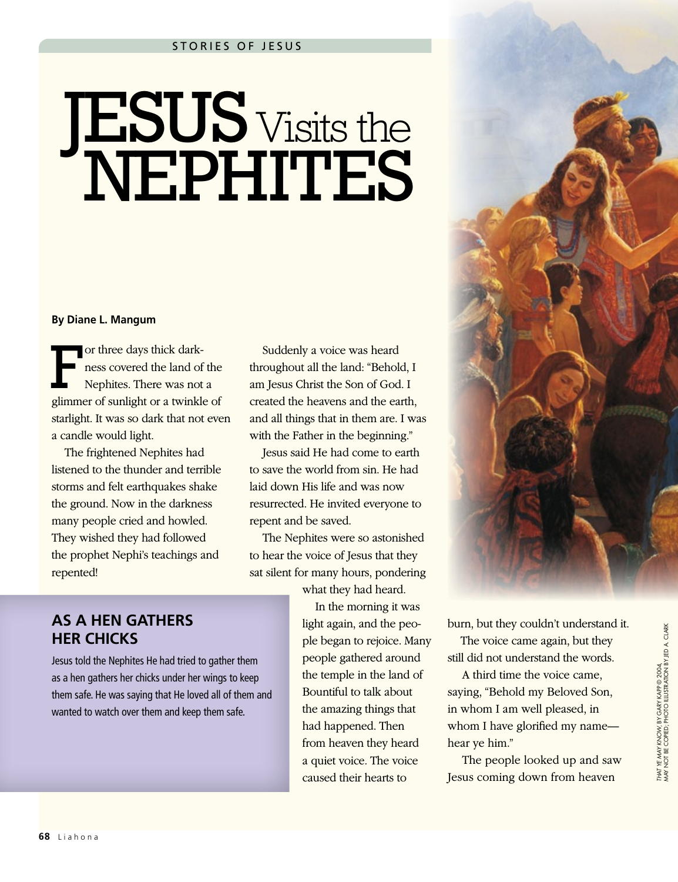STORIES OF JESUS

# JESUS Visits the NEPHITES

**By Diane L. Mangum**

For three days thick darkness covered the land of the Nephites. There was not a glimmer of sunlight or a twinkle of starlight. It was so dark that not even a candle would light.

The frightened Nephites had listened to the thunder and terrible storms and felt earthquakes shake the ground. Now in the darkness many people cried and howled. They wished they had followed the prophet Nephi's teachings and repented!

Suddenly a voice was heard throughout all the land: "Behold, I am Jesus Christ the Son of God. I created the heavens and the earth, and all things that in them are. I was with the Father in the beginning."

Jesus said He had come to earth to save the world from sin. He had laid down His life and was now resurrected. He invited everyone to repent and be saved.

The Nephites were so astonished to hear the voice of Jesus that they sat silent for many hours, pondering what they had heard.

In the morning it was light again, and the people began to rejoice. Many people gathered around the temple in the land of Bountiful to talk about the amazing things that had happened. Then from heaven they heard a quiet voice. The voice caused their hearts to burn, but they couldn't understand it.

The voice came again, but they still did not understand the words.

A third time the voice came, saying, "Behold my Beloved Son, in whom I am well pleased, in whom I have glorified my name—hear ye him."

The people looked up and saw Jesus coming down from heaven

## AS A HEN GATHERS HER CHICKS

Jesus told the Nephites He had tried to gather them as a hen gathers her chicks under her wings to keep them safe. He was saying that He loved all of them and wanted to watch over them and keep them safe.

THAT YE MAY KNOW, BY GARY KAPP © 2004, MAY NOT BE COPIED; PHOTO ILLUSTRATION BY JED A. CLARK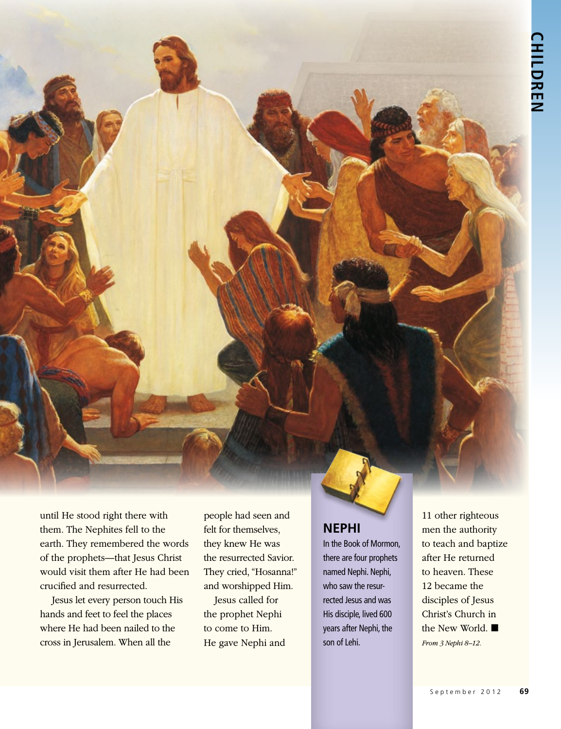until He stood right there with them. The Nephites fell to the earth. They remembered the words of the prophets—that Jesus Christ would visit them after He had been crucified and resurrected.

Jesus let every person touch His hands and feet to feel the places where He had been nailed to the cross in Jerusalem. When all the people had seen and felt for themselves, they knew He was the resurrected Savior. They cried, "Hosanna!" and worshipped Him.

Jesus called for the prophet Nephi to come to Him. He gave Nephi and 11 other righteous men the authority to teach and baptize after He returned to heaven. These 12 became the disciples of Jesus Christ's Church in the New World. ■

*From 3 Nephi 8–12.*

## NEPHI

In the Book of Mormon, there are four prophets named Nephi. Nephi, who saw the resurrected Jesus and was His disciple, lived 600 years after Nephi, the son of Lehi.